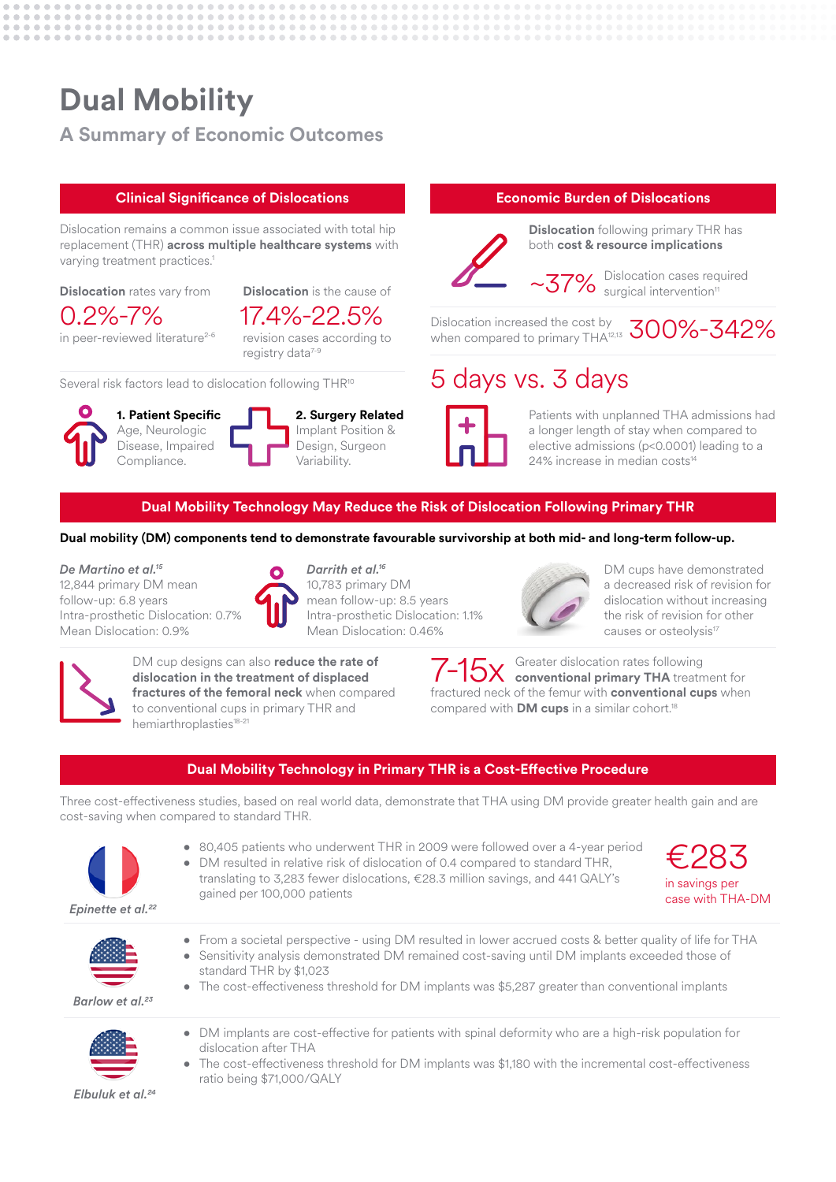# Dual Mobility

## A Summary of Economic Outcomes

### Clinical Significance of Dislocations

Dislocation remains a common issue associated with total hip replacement (THR) **across multiple healthcare systems** with varying treatment practices.[1]

**Dislocation** rates vary from

0.2%-7%

in peer-reviewed literature[2-6]

**Dislocation** is the cause of

17.4%-22.5%

revision cases according to registry data[7-9]

Several risk factors lead to dislocation following THR[10]

**1. Patient Specific** Age, Neurologic Disease, Impaired Compliance.

**2. Surgery Related** Implant Position & Design, Surgeon Variability.

### Economic Burden of Dislocations

**Dislocation** following primary THR has both **cost & resource implications**

~37% Dislocation cases required surgical intervention[11]

Dislocation increased the cost by when compared to primary THA[12,13] 300%-342%

5 days vs. 3 days

Patients with unplanned THA admissions had a longer length of stay when compared to elective admissions ($p<0.0001$) leading to a 24% increase in median costs[14]

### Dual Mobility Technology May Reduce the Risk of Dislocation Following Primary THR

**Dual mobility (DM) components tend to demonstrate favourable survivorship at both mid- and long-term follow-up.**

*De Martino et al.*[15]
12,844 primary DM mean follow-up: 6.8 years
Intra-prosthetic Dislocation: 0.7%
Mean Dislocation: 0.9%

*Darrith et al.*[16]
10,783 primary DM mean follow-up: 8.5 years
Intra-prosthetic Dislocation: 1.1%
Mean Dislocation: 0.46%

DM cups have demonstrated a decreased risk of revision for dislocation without increasing the risk of revision for other causes or osteolysis[17]

DM cup designs can also **reduce the rate of dislocation in the treatment of displaced fractures of the femoral neck** when compared to conventional cups in primary THR and hemiarthroplasties[18-21]

7-15x Greater dislocation rates following **conventional primary THA** treatment for fractured neck of the femur with **conventional cups** when compared with **DM cups** in a similar cohort.[18]

### Dual Mobility Technology in Primary THR is a Cost-Effective Procedure

Three cost-effectiveness studies, based on real world data, demonstrate that THA using DM provide greater health gain and are cost-saving when compared to standard THR.

*Epinette et al.*[22]

- 80,405 patients who underwent THR in 2009 were followed over a 4-year period
- DM resulted in relative risk of dislocation of 0.4 compared to standard THR, translating to 3,283 fewer dislocations, €28.3 million savings, and 441 QALY's gained per 100,000 patients

€283 in savings per case with THA-DM

*Barlow et al.*[23]

- From a societal perspective - using DM resulted in lower accrued costs & better quality of life for THA
- Sensitivity analysis demonstrated DM remained cost-saving until DM implants exceeded those of standard THR by $1,023
- The cost-effectiveness threshold for DM implants was $5,287 greater than conventional implants

*Elbuluk et al.*[24]

- DM implants are cost-effective for patients with spinal deformity who are a high-risk population for dislocation after THA
- The cost-effectiveness threshold for DM implants was $1,180 with the incremental cost-effectiveness ratio being $71,000/QALY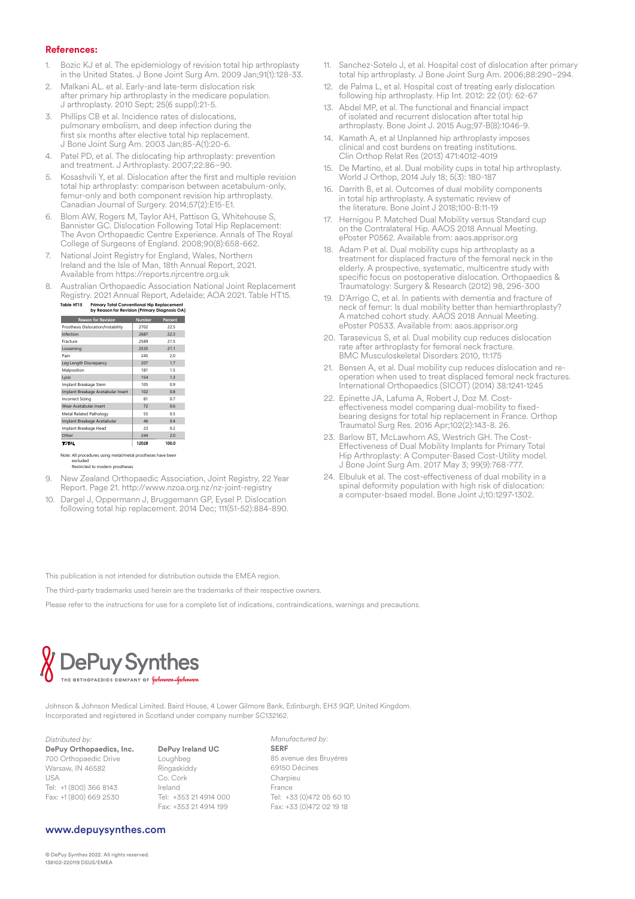## References:

1. Bozic KJ et al. The epidemiology of revision total hip arthroplasty in the United States. J Bone Joint Surg Am. 2009 Jan;91(1):128-33.
2. Malkani AL. et al. Early-and late-term dislocation risk after primary hip arthroplasty in the medicare population. J arthroplasty. 2010 Sept; 25(6 suppl):21-5.
3. Phillips CB et al. Incidence rates of dislocations, pulmonary embolism, and deep infection during the first six months after elective total hip replacement. J Bone Joint Surg Am. 2003 Jan;85-A(1):20-6.
4. Patel PD, et al. The dislocating hip arthroplasty: prevention and treatment. J Arthroplasty. 2007;22:86–90.
5. Kosashvili Y, et al. Dislocation after the first and multiple revision total hip arthroplasty: comparison between acetabulum-only, femur-only and both component revision hip arthroplasty. Canadian Journal of Surgery. 2014;57(2):E15-E1.
6. Blom AW, Rogers M, Taylor AH, Pattison G, Whitehouse S, Bannister GC. Dislocation Following Total Hip Replacement: The Avon Orthopaedic Centre Experience. Annals of The Royal College of Surgeons of England. 2008;90(8):658-662.
7. National Joint Registry for England, Wales, Northern Ireland and the Isle of Man, 18th Annual Report, 2021. Available from https://reports.njrcentre.org.uk
8. Australian Orthopaedic Association National Joint Replacement Registry. 2021 Annual Report, Adelaide; AOA 2021. Table HT15.

**Table HT15 Primary Total Conventional Hip Replacement by Reason for Revision (Primary Diagnosis OA)**

| Reason for Revision | Number | Percent |
|---|---|---|
| Prosthesis Dislocation/Instability | 2702 | 22.5 |
| Infection | 2687 | 22.3 |
| Fracture | 2589 | 21.5 |
| Loosening | 2535 | 21.1 |
| Pain | 245 | 2.0 |
| Leg Length Discrepancy | 207 | 1.7 |
| Malposition | 181 | 1.5 |
| Lysis | 154 | 1.3 |
| Implant Breakage Stem | 105 | 0.9 |
| Implant Breakage Acetabular Insert | 102 | 0.8 |
| Incorrect Sizing | 81 | 0.7 |
| Wear Acetabular Insert | 72 | 0.6 |
| Metal Related Pathology | 55 | 0.5 |
| Implant Breakage Acetabular | 46 | 0.4 |
| Implant Breakage Head | 23 | 0.2 |
| Other | 244 | 2.0 |
| **TOTAL** | **12028** | **100.0** |

Note: All procedures using metal/metal prostheses have been excluded
Restricted to modern prostheses

9. New Zealand Orthopaedic Association, Joint Registry, 22 Year Report. Page 21. http://www.nzoa.org.nz/nz-joint-registry
10. Dargel J, Oppermann J, Bruggemann GP, Eysel P. Dislocation following total hip replacement. 2014 Dec; 111(51-52):884-890.
11. Sanchez-Sotelo J, et al. Hospital cost of dislocation after primary total hip arthroplasty. J Bone Joint Surg Am. 2006;88:290–294.
12. de Palma L, et al. Hospital cost of treating early dislocation following hip arthroplasty. Hip Int. 2012: 22 (01): 62-67
13. Abdel MP, et al. The functional and financial impact of isolated and recurrent dislocation after total hip arthroplasty. Bone Joint J. 2015 Aug;97-B(8):1046-9.
14. Kamath A, et al Unplanned hip arthroplasty imposes clinical and cost burdens on treating institutions. Clin Orthop Relat Res (2013) 471:4012-4019
15. De Martino, et al. Dual mobility cups in total hip arthroplasty. World J Orthop, 2014 July 18; 5(3): 180-187
16. Darrith B, et al. Outcomes of dual mobility components in total hip arthroplasty. A systematic review of the literature. Bone Joint J 2018;100-B:11-19
17. Hernigou P. Matched Dual Mobility versus Standard cup on the Contralateral Hip. AAOS 2018 Annual Meeting. ePoster P0562. Available from: aaos.apprisor.org
18. Adam P et al. Dual mobility cups hip arthroplasty as a treatment for displaced fracture of the femoral neck in the elderly. A prospective, systematic, multicentre study with specific focus on postoperative dislocation. Orthopaedics & Traumatology: Surgery & Research (2012) 98, 296-300
19. D'Arrigo C, et al. In patients with dementia and fracture of neck of femur: Is dual mobility better than hemiarthroplasty? A matched cohort study. AAOS 2018 Annual Meeting. ePoster P0533. Available from: aaos.apprisor.org
20. Tarasevicus S, et al. Dual mobility cup reduces dislocation rate after arthroplasty for femoral neck fracture. BMC Musculoskeletal Disorders 2010, 11:175
21. Bensen A, et al. Dual mobility cup reduces dislocation and re-operation when used to treat displaced femoral neck fractures. International Orthopaedics (SICOT) (2014) 38:1241-1245
22. Epinette JA, Lafuma A, Robert J, Doz M. Cost-effectiveness model comparing dual-mobility to fixed-bearing designs for total hip replacement in France. Orthop Traumatol Surg Res. 2016 Apr;102(2):143-8. 26.
23. Barlow BT, McLawhorn AS, Westrich GH. The Cost-Effectiveness of Dual Mobility Implants for Primary Total Hip Arthroplasty: A Computer-Based Cost-Utility model. J Bone Joint Surg Am. 2017 May 3; 99(9):768-777.
24. Elbuluk et al. The cost-effectiveness of dual mobility in a spinal deformity population with high risk of dislocation: a computer-bsaed model. Bone Joint J;10:1297-1302.

This publication is not intended for distribution outside the EMEA region.

The third-party trademarks used herein are the trademarks of their respective owners.

Please refer to the instructions for use for a complete list of indications, contraindications, warnings and precautions.

DePuy Synthes
THE ORTHOPAEDICS COMPANY OF Johnson&Johnson

Johnson & Johnson Medical Limited. Baird House, 4 Lower Gilmore Bank, Edinburgh, EH3 9QP, United Kingdom.
Incorporated and registered in Scotland under company number SC132162.

*Distributed by:*

**DePuy Orthopaedics, Inc.**
700 Orthopaedic Drive
Warsaw, IN 46582
USA
Tel: +1 (800) 366 8143
Fax: +1 (800) 669 2530

**DePuy Ireland UC**
Loughbeg
Ringaskiddy
Co. Cork
Ireland
Tel: +353 21 4914 000
Fax: +353 21 4914 199

*Manufactured by:*

**SERF**
85 avenue des Bruyéres
69150 Décines
Charpieu
France
Tel: +33 (0)472 05 60 10
Fax: +33 (0)472 02 19 18

www.depuysynthes.com

© DePuy Synthes 2022. All rights reserved.
138102-220119 DSUS/EMEA